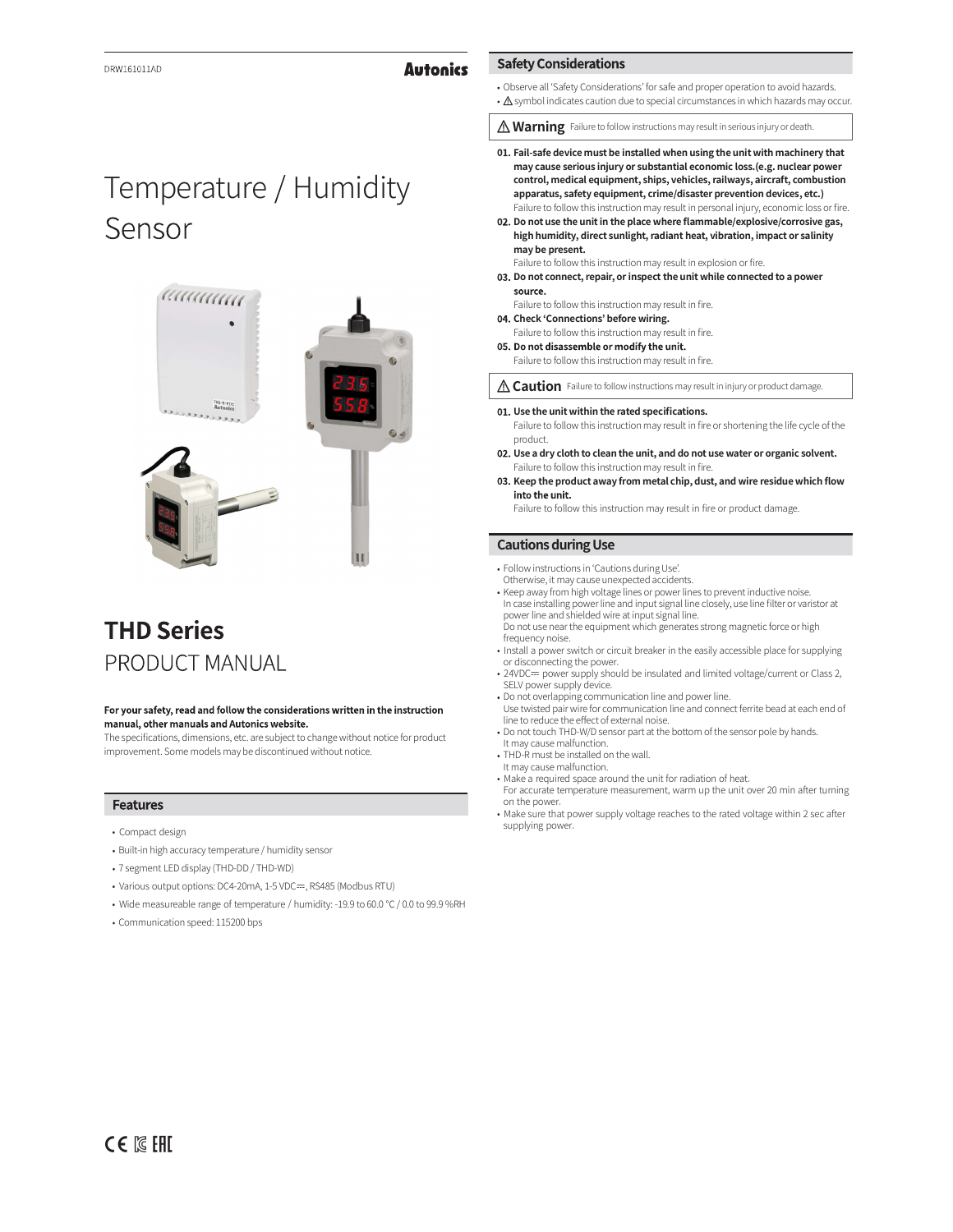DRW161011AD

Autonics

# Temperature / Humidity Sensor

# THD Series

## PRODUCT MANUAL

**For your safety, read and follow the considerations written in the instruction manual, other manuals and Autonics website.**

The specifications, dimensions, etc. are subject to change without notice for product improvement. Some models may be discontinued without notice.

## Features

- Compact design
- Built-in high accuracy temperature / humidity sensor
- 7 segment LED display (THD-DD / THD-WD)
- Various output options: DC4-20mA, 1-5 VDC⎓, RS485 (Modbus RTU)
- Wide measureable range of temperature / humidity: -19.9 to 60.0 °C / 0.0 to 99.9 %RH
- Communication speed: 115200 bps

## Safety Considerations

- Observe all 'Safety Considerations' for safe and proper operation to avoid hazards.
- ⚠ symbol indicates caution due to special circumstances in which hazards may occur.

**⚠ Warning** Failure to follow instructions may result in serious injury or death.

**01. Fail-safe device must be installed when using the unit with machinery that may cause serious injury or substantial economic loss.(e.g. nuclear power control, medical equipment, ships, vehicles, railways, aircraft, combustion apparatus, safety equipment, crime/disaster prevention devices, etc.)**
Failure to follow this instruction may result in personal injury, economic loss or fire.

**02. Do not use the unit in the place where flammable/explosive/corrosive gas, high humidity, direct sunlight, radiant heat, vibration, impact or salinity may be present.**
Failure to follow this instruction may result in explosion or fire.

**03. Do not connect, repair, or inspect the unit while connected to a power source.**
Failure to follow this instruction may result in fire.

**04. Check 'Connections' before wiring.**
Failure to follow this instruction may result in fire.

**05. Do not disassemble or modify the unit.**
Failure to follow this instruction may result in fire.

**⚠ Caution** Failure to follow instructions may result in injury or product damage.

**01. Use the unit within the rated specifications.**
Failure to follow this instruction may result in fire or shortening the life cycle of the product.

**02. Use a dry cloth to clean the unit, and do not use water or organic solvent.**
Failure to follow this instruction may result in fire.

**03. Keep the product away from metal chip, dust, and wire residue which flow into the unit.**
Failure to follow this instruction may result in fire or product damage.

## Cautions during Use

- Follow instructions in 'Cautions during Use'.
  Otherwise, it may cause unexpected accidents.
- Keep away from high voltage lines or power lines to prevent inductive noise.
  In case installing power line and input signal line closely, use line filter or varistor at power line and shielded wire at input signal line.
  Do not use near the equipment which generates strong magnetic force or high frequency noise.
- Install a power switch or circuit breaker in the easily accessible place for supplying or disconnecting the power.
- 24VDC⎓ power supply should be insulated and limited voltage/current or Class 2, SELV power supply device.
- Do not overlapping communication line and power line.
  Use twisted pair wire for communication line and connect ferrite bead at each end of line to reduce the effect of external noise.
- Do not touch THD-W/D sensor part at the bottom of the sensor pole by hands.
  It may cause malfunction.
- THD-R must be installed on the wall.
  It may cause malfunction.
- Make a required space around the unit for radiation of heat.
  For accurate temperature measurement, warm up the unit over 20 min after turning on the power.
- Make sure that power supply voltage reaches to the rated voltage within 2 sec after supplying power.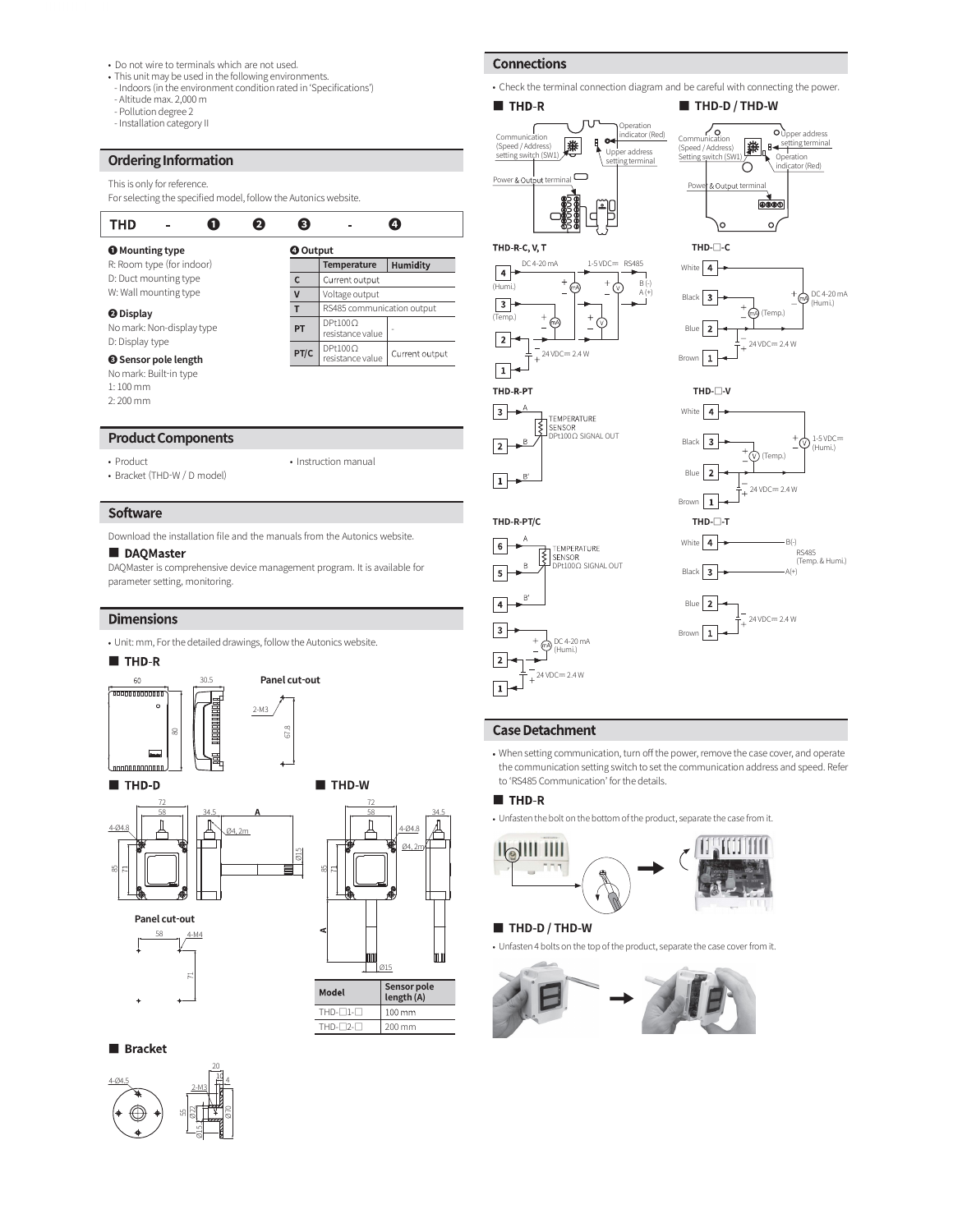- Do not wire to terminals which are not used.
- This unit may be used in the following environments.
  - Indoors (in the environment condition rated in 'Specifications')
  - Altitude max. 2,000 m
  - Pollution degree 2
  - Installation category II

## Ordering Information

This is only for reference.
For selecting the specified model, follow the Autonics website.

| THD | - | ❶ | ❷ | ❸ | - | ❹ |
|---|---|---|---|---|---|---|

**❶ Mounting type**
R: Room type (for indoor)
D: Duct mounting type
W: Wall mounting type

**❷ Display**
No mark: Non-display type
D: Display type

**❸ Sensor pole length**
No mark: Built-in type
1: 100 mm
2: 200 mm

**❹ Output**

| | Temperature | Humidity |
|---|---|---|
| C | Current output | |
| V | Voltage output | |
| T | RS485 communication output | |
| PT | DPt100Ω resistance value | - |
| PT/C | DPt100Ω resistance value | Current output |

## Product Components

- Product
- Bracket (THD-W / D model)
- Instruction manual

## Software

Download the installation file and the manuals from the Autonics website.

### ■ DAQMaster

DAQMaster is comprehensive device management program. It is available for parameter setting, monitoring.

## Dimensions

- Unit: mm, For the detailed drawings, follow the Autonics website.

### ■ THD-R

60, 30.5, 80

Panel cut-out: 2-M3, 67.8

### ■ THD-D

72, 58, 34.5, A, 4-Ø4.8, Ø4, 2m, Ø15, 85, 71

Panel cut-out: 58, 4-M4, 71

### ■ THD-W

72, 58, 34.5, 4-Ø4.8, Ø4, 2m, 85, 71, A, Ø15

| Model | Sensor pole length (A) |
|---|---|
| THD-□1-□ | 100 mm |
| THD-□2-□ | 200 mm |

### ■ Bracket

4-Ø4.5, 2-M3, 20, 15, 4, 55, Ø22, Ø15, Ø70

## Connections

- Check the terminal connection diagram and be careful with connecting the power.

### ■ THD-R

Communication (Speed / Address) setting switch (SW1), Operation indicator (Red), Upper address setting terminal, Power & Output terminal

### ■ THD-D / THD-W

Communication (Speed / Address) Setting switch (SW1), Upper address setting terminal, Operation indicator (Red), Power & Output terminal

**THD-R-C, V, T**

4 (Humi.), 3 (Temp.), 2, 1; DC 4-20 mA, 1-5 VDC⎓, RS485 B (-) A (+); 24 VDC⎓ 2.4 W

**THD-R-PT**

3 A, 2 B, 1 B'; TEMPERATURE SENSOR DPt100Ω SIGNAL OUT

**THD-R-PT/C**

6 A, 5 B, 4 B'; TEMPERATURE SENSOR DPt100Ω SIGNAL OUT; 3, 2: DC 4-20 mA (Humi.); 1: 24 VDC⎓ 2.4 W

**THD-□-C**

White 4, Black 3, Blue 2, Brown 1; DC 4-20 mA (Humi.), mA (Temp.), 24 VDC⎓ 2.4 W

**THD-□-V**

White 4, Black 3, Blue 2, Brown 1; 1-5 VDC⎓ (Humi.), V (Temp.), 24 VDC⎓ 2.4 W

**THD-□-T**

White 4 B(-), Black 3 A(+), RS485 (Temp. & Humi.); Blue 2, Brown 1, 24 VDC⎓ 2.4 W

## Case Detachment

- When setting communication, turn off the power, remove the case cover, and operate the communication setting switch to set the communication address and speed. Refer to 'RS485 Communication' for the details.

### ■ THD-R

- Unfasten the bolt on the bottom of the product, separate the case from it.

### ■ THD-D / THD-W

- Unfasten 4 bolts on the top of the product, separate the case cover from it.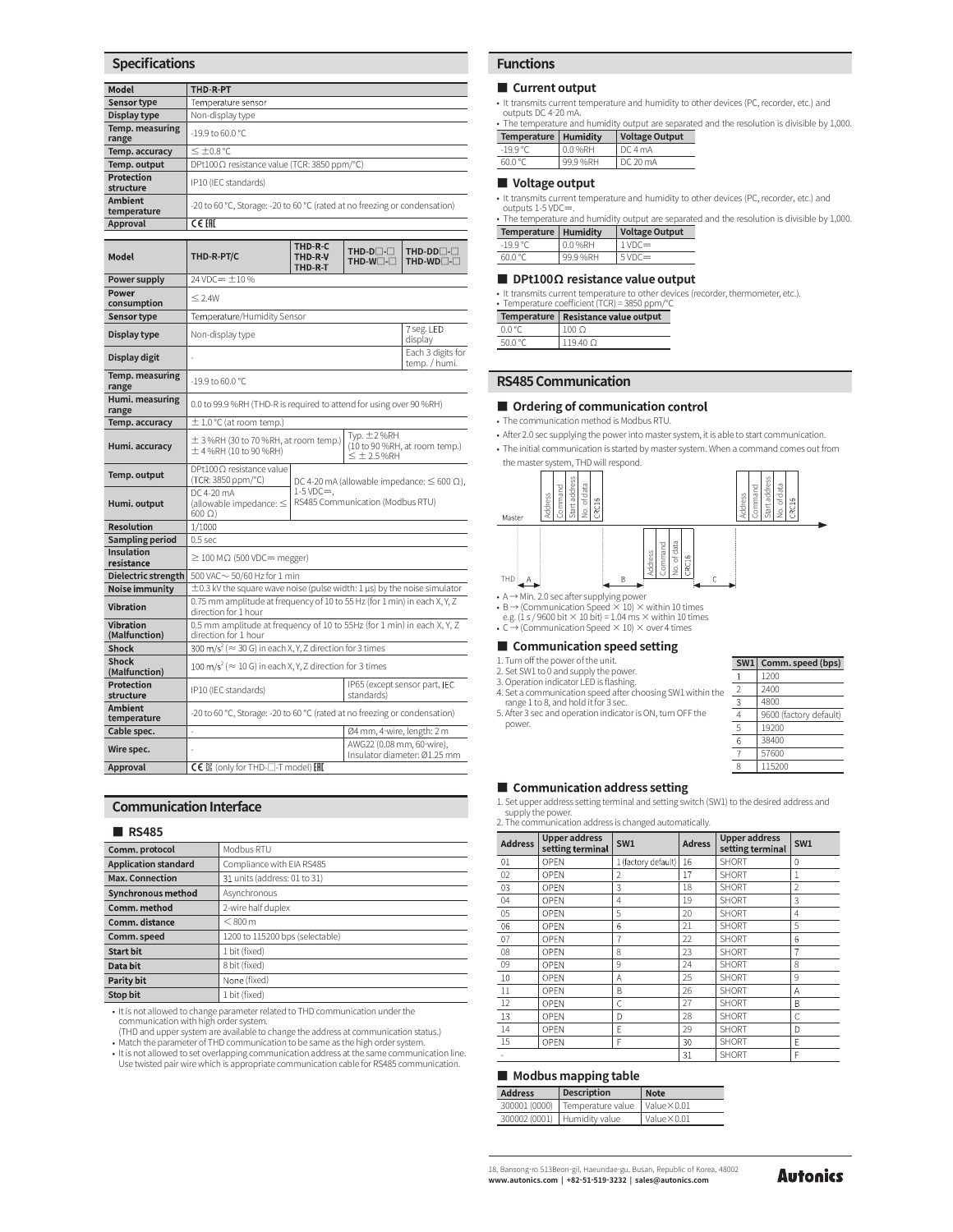## Specifications

| Model | THD-R-PT |
|---|---|
| Sensor type | Temperature sensor |
| Display type | Non-display type |
| Temp. measuring range | -19.9 to 60.0 °C |
| Temp. accuracy | ≤ ±0.8 °C |
| Temp. output | DPt100Ω resistance value (TCR: 3850 ppm/°C) |
| Protection structure | IP10 (IEC standards) |
| Ambient temperature | -20 to 60 °C, Storage: -20 to 60 °C (rated at no freezing or condensation) |
| Approval | CE EAC |

| Model | THD-R-PT/C | THD-R-C THD-R-V THD-R-T | THD-D□-□ THD-W□-□ | THD-DD□-□ THD-WD□-□ |
|---|---|---|---|---|
| Power supply | 24 VDC⎓ ±10 % | | | |
| Power consumption | ≤ 2.4W | | | |
| Sensor type | Temperature/Humidity Sensor | | | |
| Display type | Non-display type | | | 7 seg. LED display |
| Display digit | - | | | Each 3 digits for temp. / humi. |
| Temp. measuring range | -19.9 to 60.0 °C | | | |
| Humi. measuring range | 0.0 to 99.9 %RH (THD-R is required to attend for using over 90 %RH) | | | |
| Temp. accuracy | ± 1.0 °C (at room temp.) | | | |
| Humi. accuracy | ± 3 %RH (30 to 70 %RH, at room temp.) ± 4 %RH (10 to 90 %RH) | | Typ. ±2 %RH (10 to 90 %RH, at room temp.) ≤ ± 2.5 %RH | |
| Temp. output | DPt100Ω resistance value (TCR: 3850 ppm/°C) | DC 4-20 mA (allowable impedance: ≤ 600 Ω), 1-5 VDC⎓, RS485 Communication (Modbus RTU) | | |
| Humi. output | DC 4-20 mA (allowable impedance: ≤ 600 Ω) | | | |
| Resolution | 1/1000 | | | |
| Sampling period | 0.5 sec | | | |
| Insulation resistance | ≥ 100 MΩ (500 VDC⎓ megger) | | | |
| Dielectric strength | 500 VAC~ 50/60 Hz for 1 min | | | |
| Noise immunity | ±0.3 kV the square wave noise (pulse width: 1 μs) by the noise simulator | | | |
| Vibration | 0.75 mm amplitude at frequency of 10 to 55 Hz (for 1 min) in each X, Y, Z direction for 1 hour | | | |
| Vibration (Malfunction) | 0.5 mm amplitude at frequency of 10 to 55Hz (for 1 min) in each X, Y, Z direction for 1 hour | | | |
| Shock | 300 m/s² (≈ 30 G) in each X, Y, Z direction for 3 times | | | |
| Shock (Malfunction) | 100 m/s² (≈ 10 G) in each X, Y, Z direction for 3 times | | | |
| Protection structure | IP10 (IEC standards) | | IP65 (except sensor part, IEC standards) | |
| Ambient temperature | -20 to 60 °C, Storage: -20 to 60 °C (rated at no freezing or condensation) | | | |
| Cable spec. | - | | Ø4 mm, 4-wire, length: 2 m | |
| Wire spec. | - | | AWG22 (0.08 mm, 60-wire), Insulator diameter: Ø1.25 mm | |
| Approval | CE (only for THD-□-T model) EAC | | | |

## Communication Interface

### RS485

| Comm. protocol | Modbus RTU |
|---|---|
| Application standard | Compliance with EIA RS485 |
| Max. Connection | 31 units (address: 01 to 31) |
| Synchronous method | Asynchronous |
| Comm. method | 2-wire half duplex |
| Comm. distance | < 800 m |
| Comm. speed | 1200 to 115200 bps (selectable) |
| Start bit | 1 bit (fixed) |
| Data bit | 8 bit (fixed) |
| Parity bit | None (fixed) |
| Stop bit | 1 bit (fixed) |

- It is not allowed to change parameter related to THD communication under the communication with high order system. (THD and upper system are available to change the address at communication status.)
- Match the parameter of THD communication to be same as the high order system.
- It is not allowed to set overlapping communication address at the same communication line. Use twisted pair wire which is appropriate communication cable for RS485 communication.

## Functions

### Current output

- It transmits current temperature and humidity to other devices (PC, recorder, etc.) and outputs DC 4-20 mA.
- The temperature and humidity output are separated and the resolution is divisible by 1,000.

| Temperature | Humidity | Voltage Output |
|---|---|---|
| -19.9 °C | 0.0 %RH | DC 4 mA |
| 60.0 °C | 99.9 %RH | DC 20 mA |

### Voltage output

- It transmits current temperature and humidity to other devices (PC, recorder, etc.) and outputs 1-5 VDC⎓.
- The temperature and humidity output are separated and the resolution is divisible by 1,000.

| Temperature | Humidity | Voltage Output |
|---|---|---|
| -19.9 °C | 0.0 %RH | 1 VDC⎓ |
| 60.0 °C | 99.9 %RH | 5 VDC⎓ |

### DPt100Ω resistance value output

- It transmits current temperature to other devices (recorder, thermometer, etc.).
- Temperature coefficient (TCR) = 3850 ppm/°C

| Temperature | Resistance value output |
|---|---|
| 0.0 °C | 100 Ω |
| 50.0 °C | 119.40 Ω |

## RS485 Communication

### Ordering of communication control

- The communication method is Modbus RTU.
- After 2.0 sec supplying the power into master system, it is able to start communication.
- The initial communication is started by master system. When a command comes out from the master system, THD will respond.

Master: Address, Command, Start address, No. of data, CRC16 ... Address, Command, Start address, No. of data, CRC16

THD: A, B, Address, Command, No. of data, CRC16, C

- A → Min. 2.0 sec after supplying power
- B → (Communication Speed × 10) × within 10 times e.g. (1 s / 9600 bit × 10 bit) = 1.04 ms × within 10 times
- C → (Communication Speed × 10) × over 4 times

### Communication speed setting

1. Turn off the power of the unit.
2. Set SW1 to 0 and supply the power.
3. Operation indicator LED is flashing.
4. Set a communication speed after choosing SW1 within the range 1 to 8, and hold it for 3 sec.
5. After 3 sec and operation indicator is ON, turn OFF the power.

| SW1 | Comm. speed (bps) |
|---|---|
| 1 | 1200 |
| 2 | 2400 |
| 3 | 4800 |
| 4 | 9600 (factory default) |
| 5 | 19200 |
| 6 | 38400 |
| 7 | 57600 |
| 8 | 115200 |

### Communication address setting

1. Set upper address setting terminal and setting switch (SW1) to the desired address and supply the power.
2. The communication address is changed automatically.

| Address | Upper address setting terminal | SW1 | Adress | Upper address setting terminal | SW1 |
|---|---|---|---|---|---|
| 01 | OPEN | 1 (factory default) | 16 | SHORT | 0 |
| 02 | OPEN | 2 | 17 | SHORT | 1 |
| 03 | OPEN | 3 | 18 | SHORT | 2 |
| 04 | OPEN | 4 | 19 | SHORT | 3 |
| 05 | OPEN | 5 | 20 | SHORT | 4 |
| 06 | OPEN | 6 | 21 | SHORT | 5 |
| 07 | OPEN | 7 | 22 | SHORT | 6 |
| 08 | OPEN | 8 | 23 | SHORT | 7 |
| 09 | OPEN | 9 | 24 | SHORT | 8 |
| 10 | OPEN | A | 25 | SHORT | 9 |
| 11 | OPEN | B | 26 | SHORT | A |
| 12 | OPEN | C | 27 | SHORT | B |
| 13 | OPEN | D | 28 | SHORT | C |
| 14 | OPEN | E | 29 | SHORT | D |
| 15 | OPEN | F | 30 | SHORT | E |
| - | | | 31 | SHORT | F |

### Modbus mapping table

| Address | Description | Note |
|---|---|---|
| 300001 (0000) | Temperature value | Value×0.01 |
| 300002 (0001) | Humidity value | Value×0.01 |

18, Bansong-ro 513Beon-gil, Haeundae-gu, Busan, Republic of Korea, 48002
www.autonics.com | +82-51-519-3232 | sales@autonics.com

Autonics